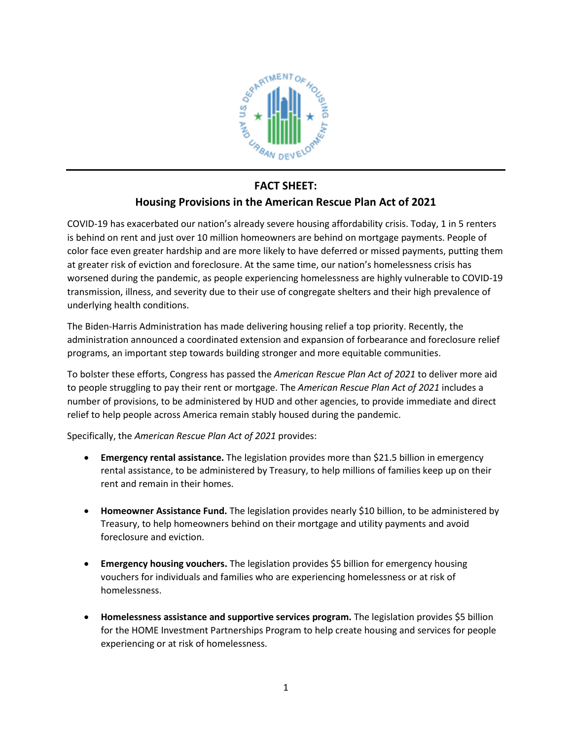# FACT SHEET:
## Housing Provisions in the American Rescue Plan Act of 2021

COVID-19 has exacerbated our nation's already severe housing affordability crisis. Today, 1 in 5 renters is behind on rent and just over 10 million homeowners are behind on mortgage payments. People of color face even greater hardship and are more likely to have deferred or missed payments, putting them at greater risk of eviction and foreclosure. At the same time, our nation's homelessness crisis has worsened during the pandemic, as people experiencing homelessness are highly vulnerable to COVID-19 transmission, illness, and severity due to their use of congregate shelters and their high prevalence of underlying health conditions.

The Biden-Harris Administration has made delivering housing relief a top priority. Recently, the administration announced a coordinated extension and expansion of forbearance and foreclosure relief programs, an important step towards building stronger and more equitable communities.

To bolster these efforts, Congress has passed the *American Rescue Plan Act of 2021* to deliver more aid to people struggling to pay their rent or mortgage. The *American Rescue Plan Act of 2021* includes a number of provisions, to be administered by HUD and other agencies, to provide immediate and direct relief to help people across America remain stably housed during the pandemic.

Specifically, the *American Rescue Plan Act of 2021* provides:

- **Emergency rental assistance.** The legislation provides more than $21.5 billion in emergency rental assistance, to be administered by Treasury, to help millions of families keep up on their rent and remain in their homes.

- **Homeowner Assistance Fund.** The legislation provides nearly $10 billion, to be administered by Treasury, to help homeowners behind on their mortgage and utility payments and avoid foreclosure and eviction.

- **Emergency housing vouchers.** The legislation provides $5 billion for emergency housing vouchers for individuals and families who are experiencing homelessness or at risk of homelessness.

- **Homelessness assistance and supportive services program.** The legislation provides $5 billion for the HOME Investment Partnerships Program to help create housing and services for people experiencing or at risk of homelessness.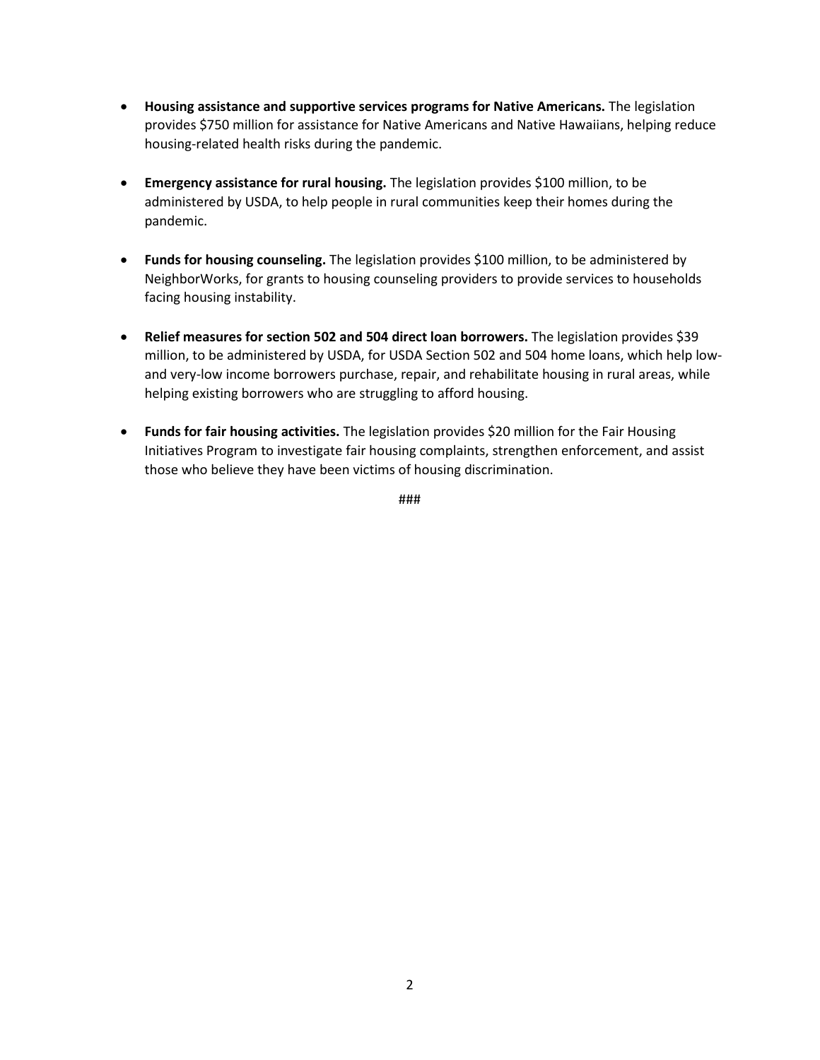- **Housing assistance and supportive services programs for Native Americans.** The legislation provides $750 million for assistance for Native Americans and Native Hawaiians, helping reduce housing-related health risks during the pandemic.

- **Emergency assistance for rural housing.** The legislation provides $100 million, to be administered by USDA, to help people in rural communities keep their homes during the pandemic.

- **Funds for housing counseling.** The legislation provides $100 million, to be administered by NeighborWorks, for grants to housing counseling providers to provide services to households facing housing instability.

- **Relief measures for section 502 and 504 direct loan borrowers.** The legislation provides $39 million, to be administered by USDA, for USDA Section 502 and 504 home loans, which help low- and very-low income borrowers purchase, repair, and rehabilitate housing in rural areas, while helping existing borrowers who are struggling to afford housing.

- **Funds for fair housing activities.** The legislation provides $20 million for the Fair Housing Initiatives Program to investigate fair housing complaints, strengthen enforcement, and assist those who believe they have been victims of housing discrimination.

###